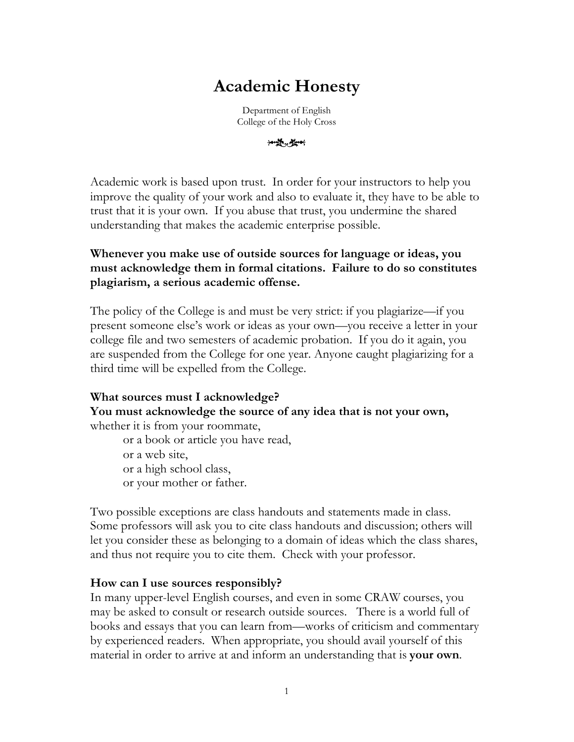# Academic Honesty

Department of English
College of the Holy Cross

Academic work is based upon trust. In order for your instructors to help you improve the quality of your work and also to evaluate it, they have to be able to trust that it is your own. If you abuse that trust, you undermine the shared understanding that makes the academic enterprise possible.

**Whenever you make use of outside sources for language or ideas, you must acknowledge them in formal citations. Failure to do so constitutes plagiarism, a serious academic offense.**

The policy of the College is and must be very strict: if you plagiarize—if you present someone else's work or ideas as your own—you receive a letter in your college file and two semesters of academic probation. If you do it again, you are suspended from the College for one year. Anyone caught plagiarizing for a third time will be expelled from the College.

**What sources must I acknowledge?**
**You must acknowledge the source of any idea that is not your own,**
whether it is from your roommate,
 or a book or article you have read,
 or a web site,
 or a high school class,
 or your mother or father.

Two possible exceptions are class handouts and statements made in class. Some professors will ask you to cite class handouts and discussion; others will let you consider these as belonging to a domain of ideas which the class shares, and thus not require you to cite them. Check with your professor.

**How can I use sources responsibly?**
In many upper-level English courses, and even in some CRAW courses, you may be asked to consult or research outside sources. There is a world full of books and essays that you can learn from—works of criticism and commentary by experienced readers. When appropriate, you should avail yourself of this material in order to arrive at and inform an understanding that is **your own**.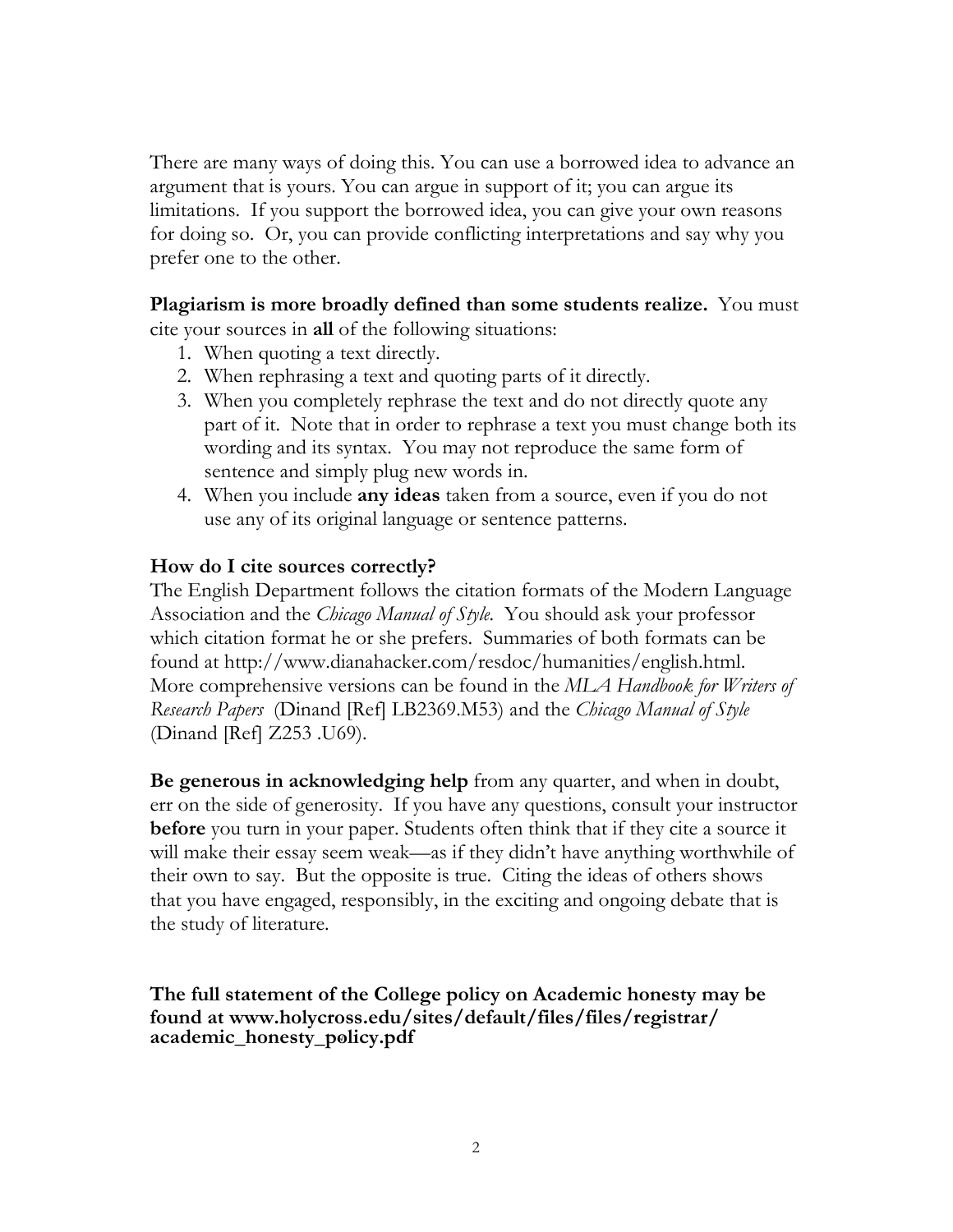There are many ways of doing this. You can use a borrowed idea to advance an argument that is yours. You can argue in support of it; you can argue its limitations. If you support the borrowed idea, you can give your own reasons for doing so. Or, you can provide conflicting interpretations and say why you prefer one to the other.

**Plagiarism is more broadly defined than some students realize.** You must cite your sources in **all** of the following situations:

1. When quoting a text directly.
2. When rephrasing a text and quoting parts of it directly.
3. When you completely rephrase the text and do not directly quote any part of it. Note that in order to rephrase a text you must change both its wording and its syntax. You may not reproduce the same form of sentence and simply plug new words in.
4. When you include **any ideas** taken from a source, even if you do not use any of its original language or sentence patterns.

**How do I cite sources correctly?**

The English Department follows the citation formats of the Modern Language Association and the *Chicago Manual of Style*. You should ask your professor which citation format he or she prefers. Summaries of both formats can be found at http://www.dianahacker.com/resdoc/humanities/english.html. More comprehensive versions can be found in the *MLA Handbook for Writers of Research Papers* (Dinand [Ref] LB2369.M53) and the *Chicago Manual of Style* (Dinand [Ref] Z253 .U69).

**Be generous in acknowledging help** from any quarter, and when in doubt, err on the side of generosity. If you have any questions, consult your instructor **before** you turn in your paper. Students often think that if they cite a source it will make their essay seem weak—as if they didn't have anything worthwhile of their own to say. But the opposite is true. Citing the ideas of others shows that you have engaged, responsibly, in the exciting and ongoing debate that is the study of literature.

**The full statement of the College policy on Academic honesty may be found at www.holycross.edu/sites/default/files/files/registrar/academic_honesty_policy.pdf**